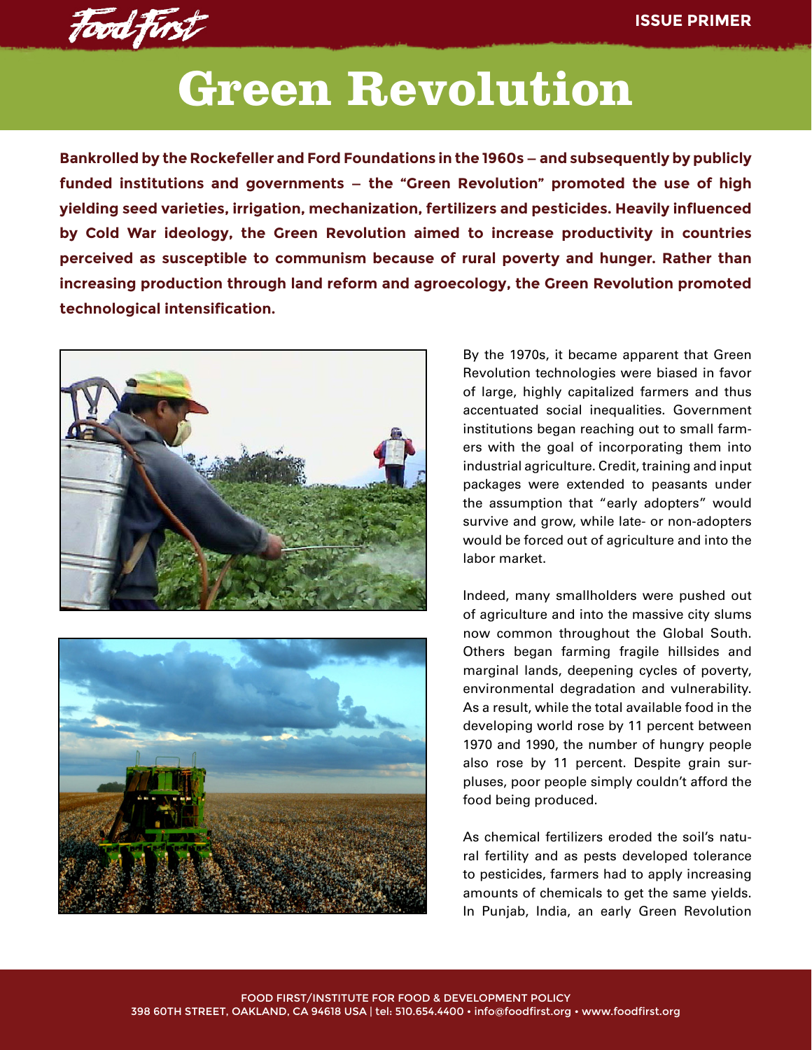# Green Revolution

**Bankrolled by the Rockefeller and Ford Foundations in the 1960s – and subsequently by publicly funded institutions and governments – the "Green Revolution" promoted the use of high yielding seed varieties, irrigation, mechanization, fertilizers and pesticides. Heavily influenced by Cold War ideology, the Green Revolution aimed to increase productivity in countries perceived as susceptible to communism because of rural poverty and hunger. Rather than increasing production through land reform and agroecology, the Green Revolution promoted technological intensification.**

By the 1970s, it became apparent that Green Revolution technologies were biased in favor of large, highly capitalized farmers and thus accentuated social inequalities. Government institutions began reaching out to small farmers with the goal of incorporating them into industrial agriculture. Credit, training and input packages were extended to peasants under the assumption that "early adopters" would survive and grow, while late- or non-adopters would be forced out of agriculture and into the labor market.

Indeed, many smallholders were pushed out of agriculture and into the massive city slums now common throughout the Global South. Others began farming fragile hillsides and marginal lands, deepening cycles of poverty, environmental degradation and vulnerability. As a result, while the total available food in the developing world rose by 11 percent between 1970 and 1990, the number of hungry people also rose by 11 percent. Despite grain surpluses, poor people simply couldn't afford the food being produced.

As chemical fertilizers eroded the soil's natural fertility and as pests developed tolerance to pesticides, farmers had to apply increasing amounts of chemicals to get the same yields. In Punjab, India, an early Green Revolution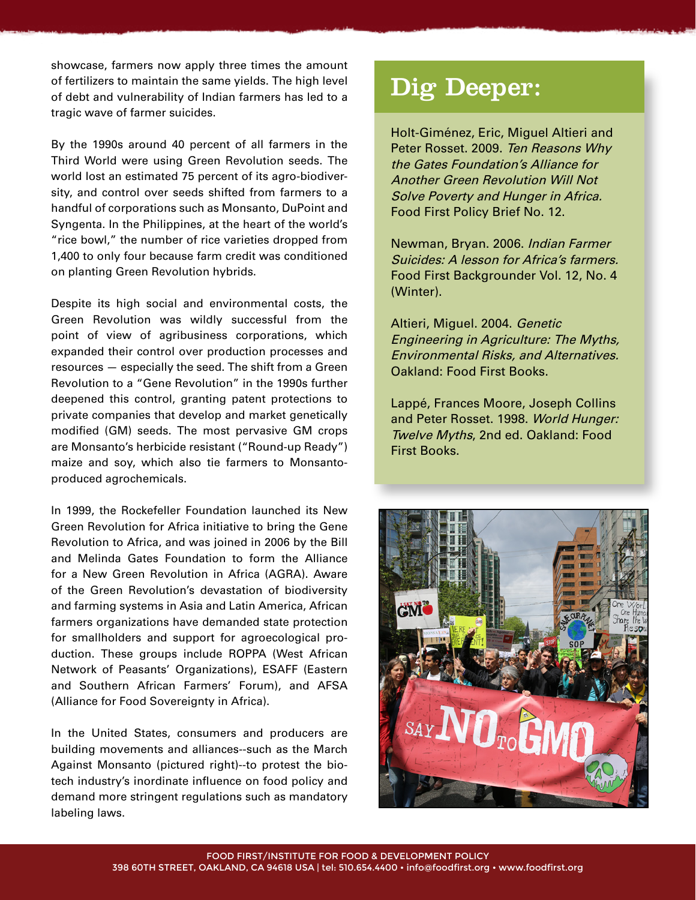showcase, farmers now apply three times the amount of fertilizers to maintain the same yields. The high level of debt and vulnerability of Indian farmers has led to a tragic wave of farmer suicides.

By the 1990s around 40 percent of all farmers in the Third World were using Green Revolution seeds. The world lost an estimated 75 percent of its agro-biodiversity, and control over seeds shifted from farmers to a handful of corporations such as Monsanto, DuPoint and Syngenta. In the Philippines, at the heart of the world's "rice bowl," the number of rice varieties dropped from 1,400 to only four because farm credit was conditioned on planting Green Revolution hybrids.

Despite its high social and environmental costs, the Green Revolution was wildly successful from the point of view of agribusiness corporations, which expanded their control over production processes and resources — especially the seed. The shift from a Green Revolution to a "Gene Revolution" in the 1990s further deepened this control, granting patent protections to private companies that develop and market genetically modified (GM) seeds. The most pervasive GM crops are Monsanto's herbicide resistant ("Round-up Ready") maize and soy, which also tie farmers to Monsanto-produced agrochemicals.

In 1999, the Rockefeller Foundation launched its New Green Revolution for Africa initiative to bring the Gene Revolution to Africa, and was joined in 2006 by the Bill and Melinda Gates Foundation to form the Alliance for a New Green Revolution in Africa (AGRA). Aware of the Green Revolution's devastation of biodiversity and farming systems in Asia and Latin America, African farmers organizations have demanded state protection for smallholders and support for agroecological production. These groups include ROPPA (West African Network of Peasants' Organizations), ESAFF (Eastern and Southern African Farmers' Forum), and AFSA (Alliance for Food Sovereignty in Africa).

In the United States, consumers and producers are building movements and alliances--such as the March Against Monsanto (pictured right)--to protest the biotech industry's inordinate influence on food policy and demand more stringent regulations such as mandatory labeling laws.

## Dig Deeper:

Holt-Giménez, Eric, Miguel Altieri and Peter Rosset. 2009. *Ten Reasons Why the Gates Foundation's Alliance for Another Green Revolution Will Not Solve Poverty and Hunger in Africa.* Food First Policy Brief No. 12.

Newman, Bryan. 2006. *Indian Farmer Suicides: A lesson for Africa's farmers.* Food First Backgrounder Vol. 12, No. 4 (Winter).

Altieri, Miguel. 2004. *Genetic Engineering in Agriculture: The Myths, Environmental Risks, and Alternatives.* Oakland: Food First Books.

Lappé, Frances Moore, Joseph Collins and Peter Rosset. 1998. *World Hunger: Twelve Myths*, 2nd ed. Oakland: Food First Books.

FOOD FIRST/INSTITUTE FOR FOOD & DEVELOPMENT POLICY
398 60TH STREET, OAKLAND, CA 94618 USA | tel: 510.654.4400 • info@foodfirst.org • www.foodfirst.org